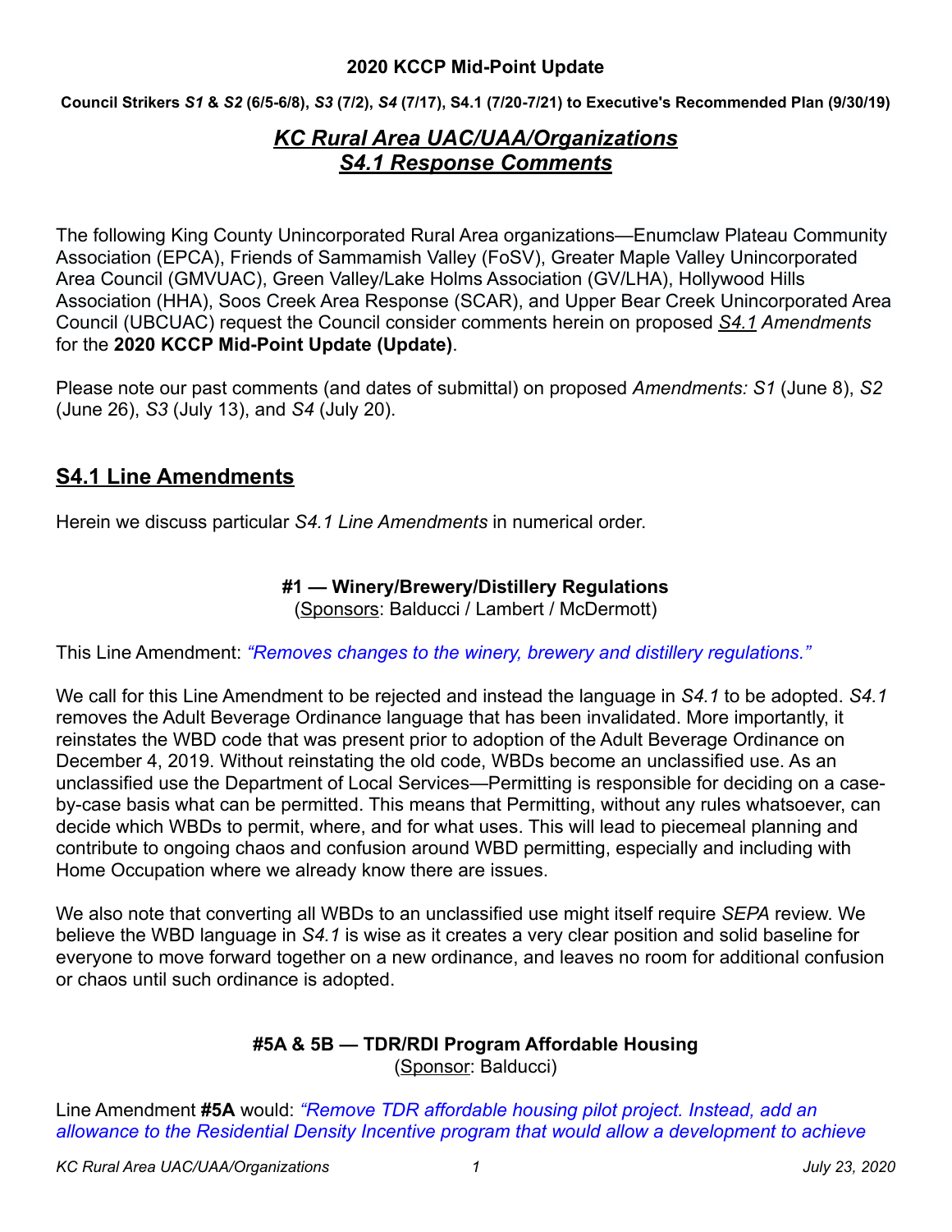**2020 KCCP Mid-Point Update**

**Council Strikers *S1* & *S2* (6/5-6/8), *S3* (7/2), *S4* (7/17), S4.1 (7/20-7/21) to Executive's Recommended Plan (9/30/19)**

# *KC Rural Area UAC/UAA/Organizations S4.1 Response Comments*

The following King County Unincorporated Rural Area organizations—Enumclaw Plateau Community Association (EPCA), Friends of Sammamish Valley (FoSV), Greater Maple Valley Unincorporated Area Council (GMVUAC), Green Valley/Lake Holms Association (GV/LHA), Hollywood Hills Association (HHA), Soos Creek Area Response (SCAR), and Upper Bear Creek Unincorporated Area Council (UBCUAC) request the Council consider comments herein on proposed *S4.1 Amendments* for the **2020 KCCP Mid-Point Update (Update)**.

Please note our past comments (and dates of submittal) on proposed *Amendments: S1* (June 8), *S2* (June 26), *S3* (July 13), and *S4* (July 20).

## S4.1 Line Amendments

Herein we discuss particular *S4.1 Line Amendments* in numerical order.

### #1 — Winery/Brewery/Distillery Regulations

(Sponsors: Balducci / Lambert / McDermott)

This Line Amendment: *"Removes changes to the winery, brewery and distillery regulations."*

We call for this Line Amendment to be rejected and instead the language in *S4.1* to be adopted. *S4.1* removes the Adult Beverage Ordinance language that has been invalidated. More importantly, it reinstates the WBD code that was present prior to adoption of the Adult Beverage Ordinance on December 4, 2019. Without reinstating the old code, WBDs become an unclassified use. As an unclassified use the Department of Local Services—Permitting is responsible for deciding on a case-by-case basis what can be permitted. This means that Permitting, without any rules whatsoever, can decide which WBDs to permit, where, and for what uses. This will lead to piecemeal planning and contribute to ongoing chaos and confusion around WBD permitting, especially and including with Home Occupation where we already know there are issues.

We also note that converting all WBDs to an unclassified use might itself require *SEPA* review. We believe the WBD language in *S4.1* is wise as it creates a very clear position and solid baseline for everyone to move forward together on a new ordinance, and leaves no room for additional confusion or chaos until such ordinance is adopted.

### #5A & 5B — TDR/RDI Program Affordable Housing

(Sponsor: Balducci)

Line Amendment **#5A** would: *"Remove TDR affordable housing pilot project. Instead, add an allowance to the Residential Density Incentive program that would allow a development to achieve*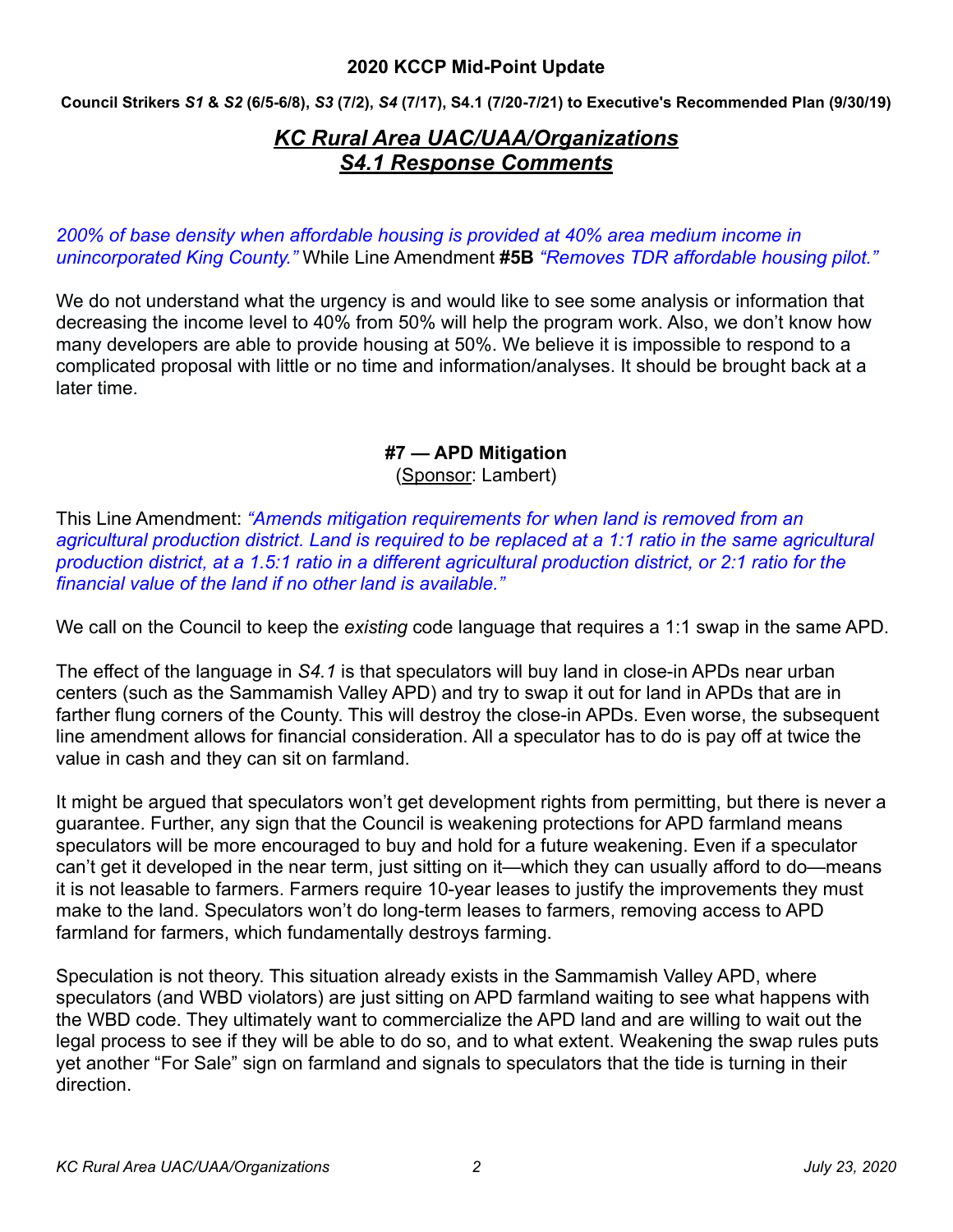**2020 KCCP Mid-Point Update**

**Council Strikers *S1* & *S2* (6/5-6/8), *S3* (7/2), *S4* (7/17), S4.1 (7/20-7/21) to Executive's Recommended Plan (9/30/19)**

## ***KC Rural Area UAC/UAA/Organizations S4.1 Response Comments***

*200% of base density when affordable housing is provided at 40% area medium income in unincorporated King County."* While Line Amendment **#5B** *"Removes TDR affordable housing pilot."*

We do not understand what the urgency is and would like to see some analysis or information that decreasing the income level to 40% from 50% will help the program work. Also, we don't know how many developers are able to provide housing at 50%. We believe it is impossible to respond to a complicated proposal with little or no time and information/analyses. It should be brought back at a later time.

### #7 — APD Mitigation

(Sponsor: Lambert)

This Line Amendment: *"Amends mitigation requirements for when land is removed from an agricultural production district. Land is required to be replaced at a 1:1 ratio in the same agricultural production district, at a 1.5:1 ratio in a different agricultural production district, or 2:1 ratio for the financial value of the land if no other land is available."*

We call on the Council to keep the *existing* code language that requires a 1:1 swap in the same APD.

The effect of the language in *S4.1* is that speculators will buy land in close-in APDs near urban centers (such as the Sammamish Valley APD) and try to swap it out for land in APDs that are in farther flung corners of the County. This will destroy the close-in APDs. Even worse, the subsequent line amendment allows for financial consideration. All a speculator has to do is pay off at twice the value in cash and they can sit on farmland.

It might be argued that speculators won't get development rights from permitting, but there is never a guarantee. Further, any sign that the Council is weakening protections for APD farmland means speculators will be more encouraged to buy and hold for a future weakening. Even if a speculator can't get it developed in the near term, just sitting on it—which they can usually afford to do—means it is not leasable to farmers. Farmers require 10-year leases to justify the improvements they must make to the land. Speculators won't do long-term leases to farmers, removing access to APD farmland for farmers, which fundamentally destroys farming.

Speculation is not theory. This situation already exists in the Sammamish Valley APD, where speculators (and WBD violators) are just sitting on APD farmland waiting to see what happens with the WBD code. They ultimately want to commercialize the APD land and are willing to wait out the legal process to see if they will be able to do so, and to what extent. Weakening the swap rules puts yet another "For Sale" sign on farmland and signals to speculators that the tide is turning in their direction.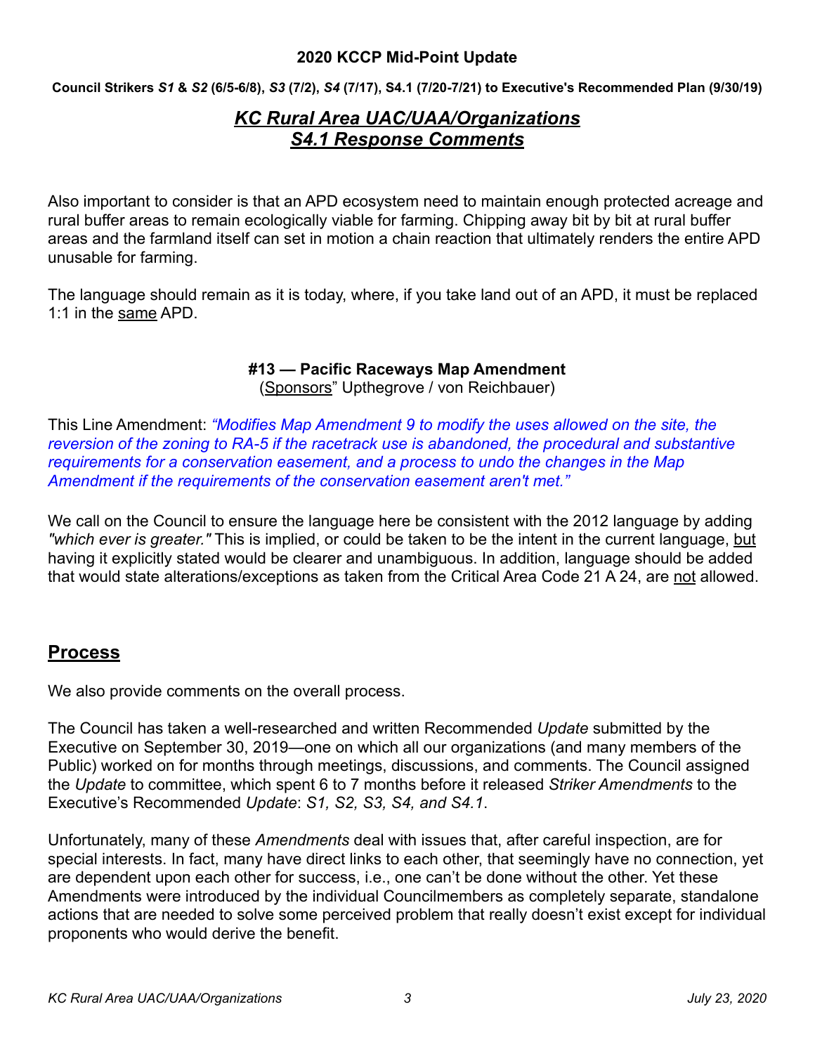**2020 KCCP Mid-Point Update**

**Council Strikers *S1* & *S2* (6/5-6/8), *S3* (7/2), *S4* (7/17), S4.1 (7/20-7/21) to Executive's Recommended Plan (9/30/19)**

## ***KC Rural Area UAC/UAA/Organizations S4.1 Response Comments***

Also important to consider is that an APD ecosystem need to maintain enough protected acreage and rural buffer areas to remain ecologically viable for farming. Chipping away bit by bit at rural buffer areas and the farmland itself can set in motion a chain reaction that ultimately renders the entire APD unusable for farming.

The language should remain as it is today, where, if you take land out of an APD, it must be replaced 1:1 in the same APD.

### #13 — Pacific Raceways Map Amendment

(Sponsors" Upthegrove / von Reichbauer)

This Line Amendment: *"Modifies Map Amendment 9 to modify the uses allowed on the site, the reversion of the zoning to RA-5 if the racetrack use is abandoned, the procedural and substantive requirements for a conservation easement, and a process to undo the changes in the Map Amendment if the requirements of the conservation easement aren't met."*

We call on the Council to ensure the language here be consistent with the 2012 language by adding *"which ever is greater."* This is implied, or could be taken to be the intent in the current language, but having it explicitly stated would be clearer and unambiguous. In addition, language should be added that would state alterations/exceptions as taken from the Critical Area Code 21 A 24, are not allowed.

## Process

We also provide comments on the overall process.

The Council has taken a well-researched and written Recommended *Update* submitted by the Executive on September 30, 2019—one on which all our organizations (and many members of the Public) worked on for months through meetings, discussions, and comments. The Council assigned the *Update* to committee, which spent 6 to 7 months before it released *Striker Amendments* to the Executive's Recommended *Update*: *S1, S2, S3, S4, and S4.1*.

Unfortunately, many of these *Amendments* deal with issues that, after careful inspection, are for special interests. In fact, many have direct links to each other, that seemingly have no connection, yet are dependent upon each other for success, i.e., one can't be done without the other. Yet these Amendments were introduced by the individual Councilmembers as completely separate, standalone actions that are needed to solve some perceived problem that really doesn't exist except for individual proponents who would derive the benefit.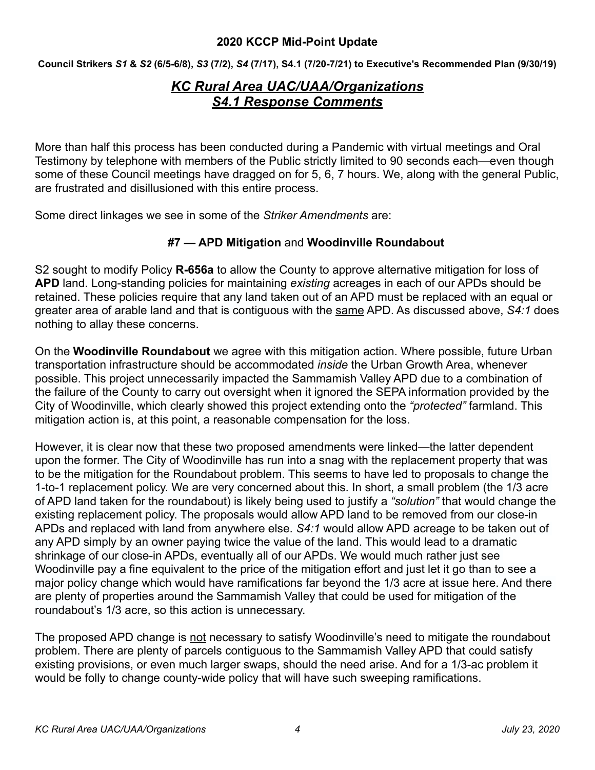**2020 KCCP Mid-Point Update**

**Council Strikers *S1* & *S2* (6/5-6/8), *S3* (7/2), *S4* (7/17), S4.1 (7/20-7/21) to Executive's Recommended Plan (9/30/19)**

## *KC Rural Area UAC/UAA/Organizations*
## *S4.1 Response Comments*

More than half this process has been conducted during a Pandemic with virtual meetings and Oral Testimony by telephone with members of the Public strictly limited to 90 seconds each—even though some of these Council meetings have dragged on for 5, 6, 7 hours. We, along with the general Public, are frustrated and disillusioned with this entire process.

Some direct linkages we see in some of the *Striker Amendments* are:

### #7 — APD Mitigation and Woodinville Roundabout

S2 sought to modify Policy **R-656a** to allow the County to approve alternative mitigation for loss of **APD** land. Long-standing policies for maintaining *existing* acreages in each of our APDs should be retained. These policies require that any land taken out of an APD must be replaced with an equal or greater area of arable land and that is contiguous with the <u>same</u> APD. As discussed above, *S4:1* does nothing to allay these concerns.

On the **Woodinville Roundabout** we agree with this mitigation action. Where possible, future Urban transportation infrastructure should be accommodated *inside* the Urban Growth Area, whenever possible. This project unnecessarily impacted the Sammamish Valley APD due to a combination of the failure of the County to carry out oversight when it ignored the SEPA information provided by the City of Woodinville, which clearly showed this project extending onto the *"protected"* farmland. This mitigation action is, at this point, a reasonable compensation for the loss.

However, it is clear now that these two proposed amendments were linked—the latter dependent upon the former. The City of Woodinville has run into a snag with the replacement property that was to be the mitigation for the Roundabout problem. This seems to have led to proposals to change the 1-to-1 replacement policy. We are very concerned about this. In short, a small problem (the 1/3 acre of APD land taken for the roundabout) is likely being used to justify a *"solution"* that would change the existing replacement policy. The proposals would allow APD land to be removed from our close-in APDs and replaced with land from anywhere else. *S4:1* would allow APD acreage to be taken out of any APD simply by an owner paying twice the value of the land. This would lead to a dramatic shrinkage of our close-in APDs, eventually all of our APDs. We would much rather just see Woodinville pay a fine equivalent to the price of the mitigation effort and just let it go than to see a major policy change which would have ramifications far beyond the 1/3 acre at issue here. And there are plenty of properties around the Sammamish Valley that could be used for mitigation of the roundabout's 1/3 acre, so this action is unnecessary.

The proposed APD change is <u>not</u> necessary to satisfy Woodinville's need to mitigate the roundabout problem. There are plenty of parcels contiguous to the Sammamish Valley APD that could satisfy existing provisions, or even much larger swaps, should the need arise. And for a 1/3-ac problem it would be folly to change county-wide policy that will have such sweeping ramifications.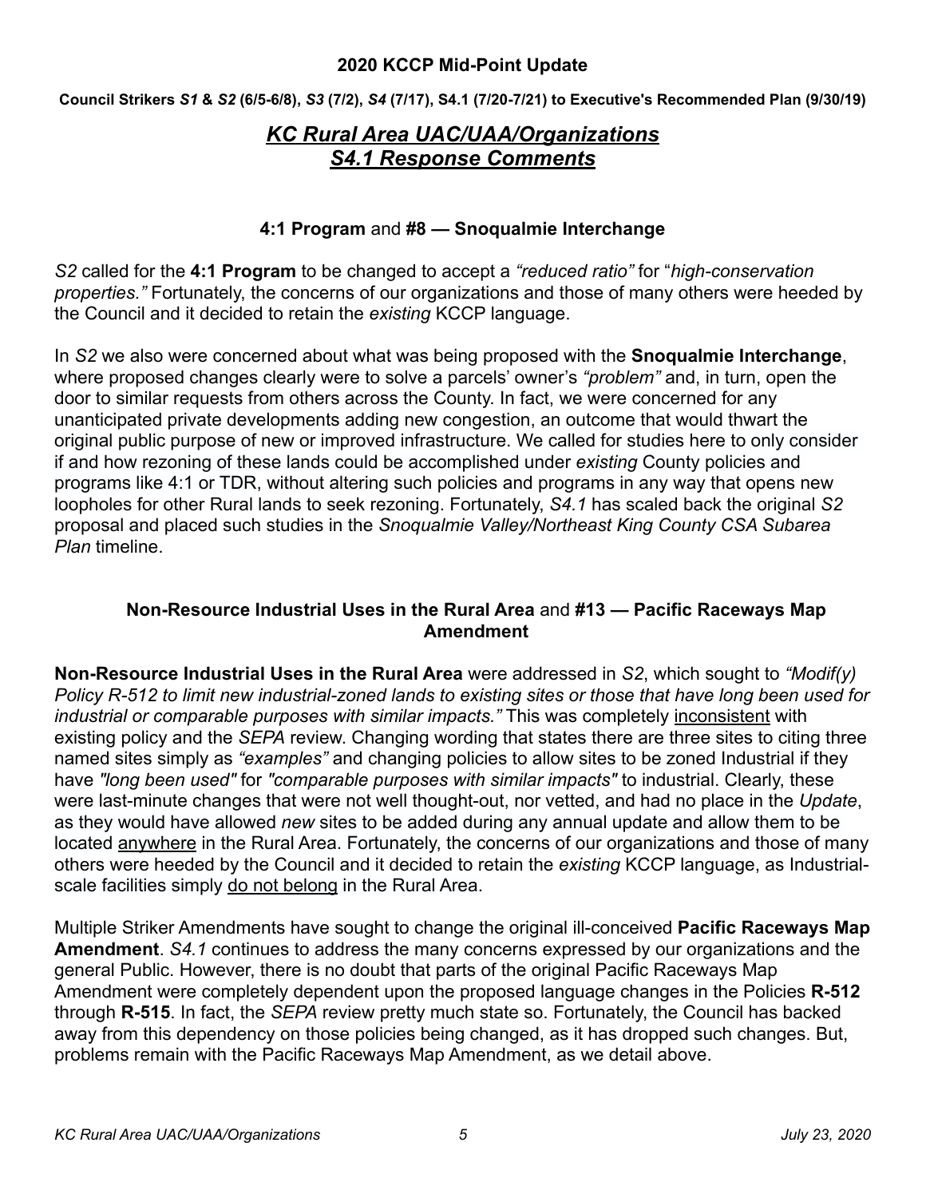**2020 KCCP Mid-Point Update**

**Council Strikers *S1* & *S2* (6/5-6/8), *S3* (7/2), *S4* (7/17), S4.1 (7/20-7/21) to Executive's Recommended Plan (9/30/19)**

# *KC Rural Area UAC/UAA/Organizations*
# *S4.1 Response Comments*

### **4:1 Program** and **#8 — Snoqualmie Interchange**

*S2* called for the **4:1 Program** to be changed to accept a *"reduced ratio"* for "*high-conservation properties."* Fortunately, the concerns of our organizations and those of many others were heeded by the Council and it decided to retain the *existing* KCCP language.

In *S2* we also were concerned about what was being proposed with the **Snoqualmie Interchange**, where proposed changes clearly were to solve a parcels' owner's *"problem"* and, in turn, open the door to similar requests from others across the County. In fact, we were concerned for any unanticipated private developments adding new congestion, an outcome that would thwart the original public purpose of new or improved infrastructure. We called for studies here to only consider if and how rezoning of these lands could be accomplished under *existing* County policies and programs like 4:1 or TDR, without altering such policies and programs in any way that opens new loopholes for other Rural lands to seek rezoning. Fortunately, *S4.1* has scaled back the original *S2* proposal and placed such studies in the *Snoqualmie Valley/Northeast King County CSA Subarea Plan* timeline.

### **Non-Resource Industrial Uses in the Rural Area** and **#13 — Pacific Raceways Map Amendment**

**Non-Resource Industrial Uses in the Rural Area** were addressed in *S2*, which sought to *"Modif(y) Policy R-512 to limit new industrial-zoned lands to existing sites or those that have long been used for industrial or comparable purposes with similar impacts."* This was completely <u>inconsistent</u> with existing policy and the *SEPA* review. Changing wording that states there are three sites to citing three named sites simply as *"examples"* and changing policies to allow sites to be zoned Industrial if they have *"long been used"* for *"comparable purposes with similar impacts"* to industrial. Clearly, these were last-minute changes that were not well thought-out, nor vetted, and had no place in the *Update*, as they would have allowed *new* sites to be added during any annual update and allow them to be located <u>anywhere</u> in the Rural Area. Fortunately, the concerns of our organizations and those of many others were heeded by the Council and it decided to retain the *existing* KCCP language, as Industrial-scale facilities simply <u>do not belong</u> in the Rural Area.

Multiple Striker Amendments have sought to change the original ill-conceived **Pacific Raceways Map Amendment**. *S4.1* continues to address the many concerns expressed by our organizations and the general Public. However, there is no doubt that parts of the original Pacific Raceways Map Amendment were completely dependent upon the proposed language changes in the Policies **R-512** through **R-515**. In fact, the *SEPA* review pretty much state so. Fortunately, the Council has backed away from this dependency on those policies being changed, as it has dropped such changes. But, problems remain with the Pacific Raceways Map Amendment, as we detail above.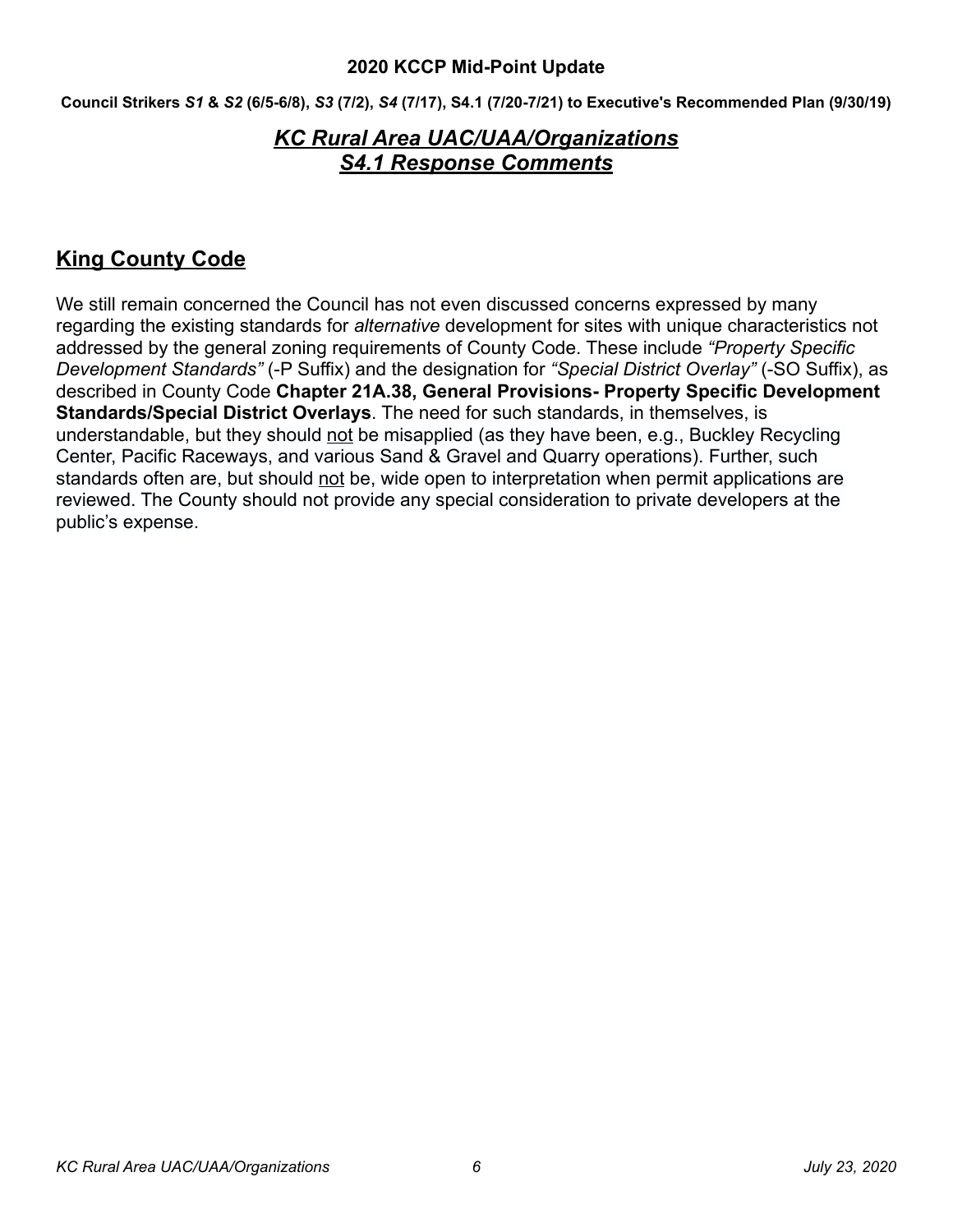## King County Code

We still remain concerned the Council has not even discussed concerns expressed by many regarding the existing standards for *alternative* development for sites with unique characteristics not addressed by the general zoning requirements of County Code. These include *"Property Specific Development Standards"* (-P Suffix) and the designation for *"Special District Overlay"* (-SO Suffix), as described in County Code **Chapter 21A.38, General Provisions- Property Specific Development Standards/Special District Overlays**. The need for such standards, in themselves, is understandable, but they should <u>not</u> be misapplied (as they have been, e.g., Buckley Recycling Center, Pacific Raceways, and various Sand & Gravel and Quarry operations). Further, such standards often are, but should <u>not</u> be, wide open to interpretation when permit applications are reviewed. The County should not provide any special consideration to private developers at the public's expense.